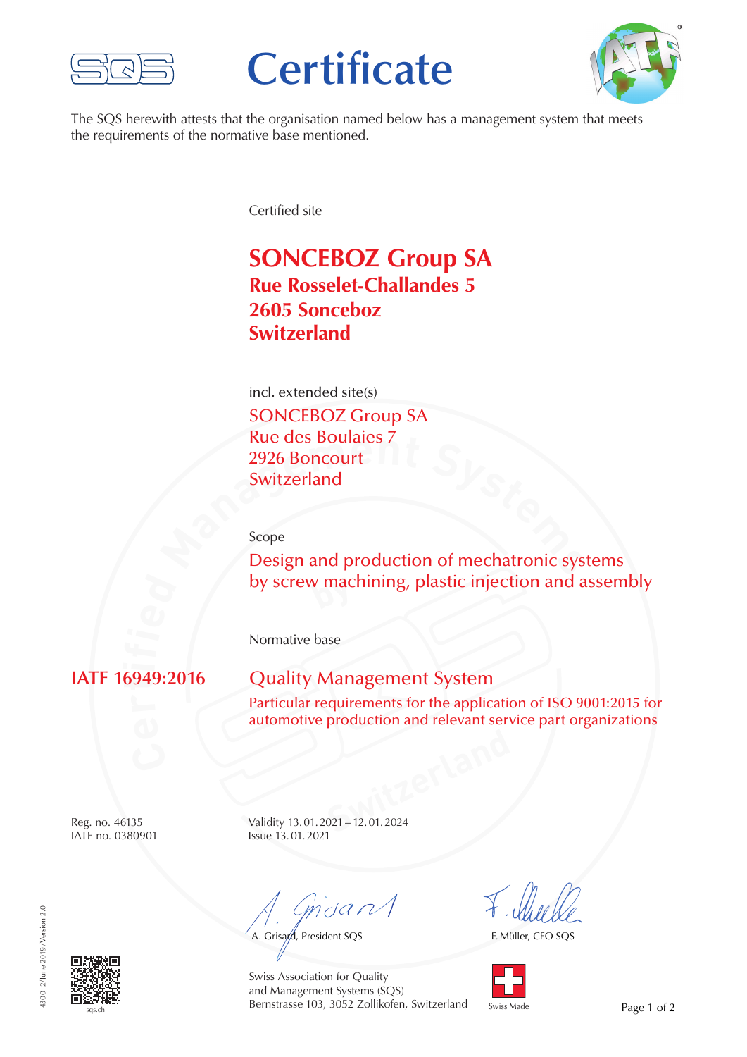# Certificate

The SQS herewith attests that the organisation named below has a management system that meets the requirements of the normative base mentioned.

Certified site

**SONCEBOZ Group SA**
**Rue Rosselet-Challandes 5**
**2605 Sonceboz**
**Switzerland**

incl. extended site(s)

SONCEBOZ Group SA
Rue des Boulaies 7
2926 Boncourt
Switzerland

Scope

Design and production of mechatronic systems by screw machining, plastic injection and assembly

Normative base

**IATF 16949:2016**

Quality Management System

Particular requirements for the application of ISO 9001:2015 for automotive production and relevant service part organizations

Reg. no. 46135
IATF no. 0380901

Validity 13. 01. 2021 – 12. 01. 2024
Issue 13. 01. 2021

A. Grisard, President SQS

F. Müller, CEO SQS

Swiss Association for Quality and Management Systems (SQS)
Bernstrasse 103, 3052 Zollikofen, Switzerland

Swiss Made

sqs.ch

4300_2/June 2019/Version 2.0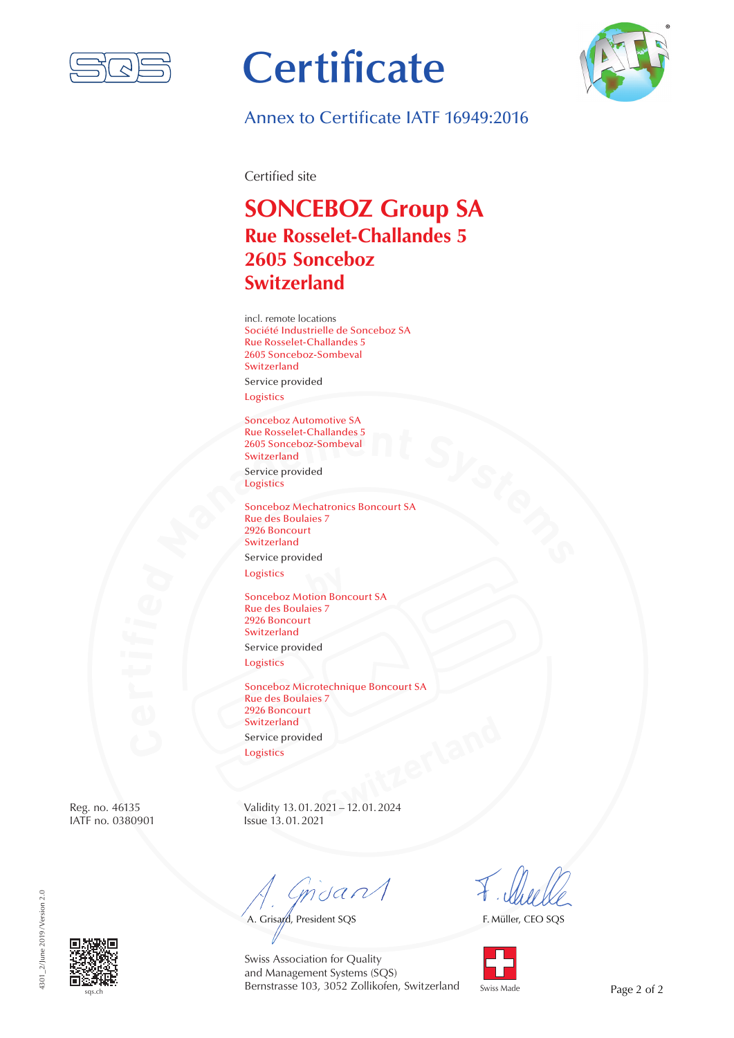# Certificate

## Annex to Certificate IATF 16949:2016

Certified site

**SONCEBOZ Group SA**
**Rue Rosselet-Challandes 5**
**2605 Sonceboz**
**Switzerland**

incl. remote locations

Société Industrielle de Sonceboz SA
Rue Rosselet-Challandes 5
2605 Sonceboz-Sombeval
Switzerland

Service provided
Logistics

Sonceboz Automotive SA
Rue Rosselet-Challandes 5
2605 Sonceboz-Sombeval
Switzerland

Service provided
Logistics

Sonceboz Mechatronics Boncourt SA
Rue des Boulaies 7
2926 Boncourt
Switzerland

Service provided
Logistics

Sonceboz Motion Boncourt SA
Rue des Boulaies 7
2926 Boncourt
Switzerland

Service provided
Logistics

Sonceboz Microtechnique Boncourt SA
Rue des Boulaies 7
2926 Boncourt
Switzerland

Service provided
Logistics

Reg. no. 46135
IATF no. 0380901

Validity 13. 01. 2021 – 12. 01. 2024
Issue 13. 01. 2021

A. Grisard, President SQS

F. Müller, CEO SQS

Swiss Association for Quality
and Management Systems (SQS)
Bernstrasse 103, 3052 Zollikofen, Switzerland

Swiss Made

sqs.ch

4301_2/June 2019/Version 2.0